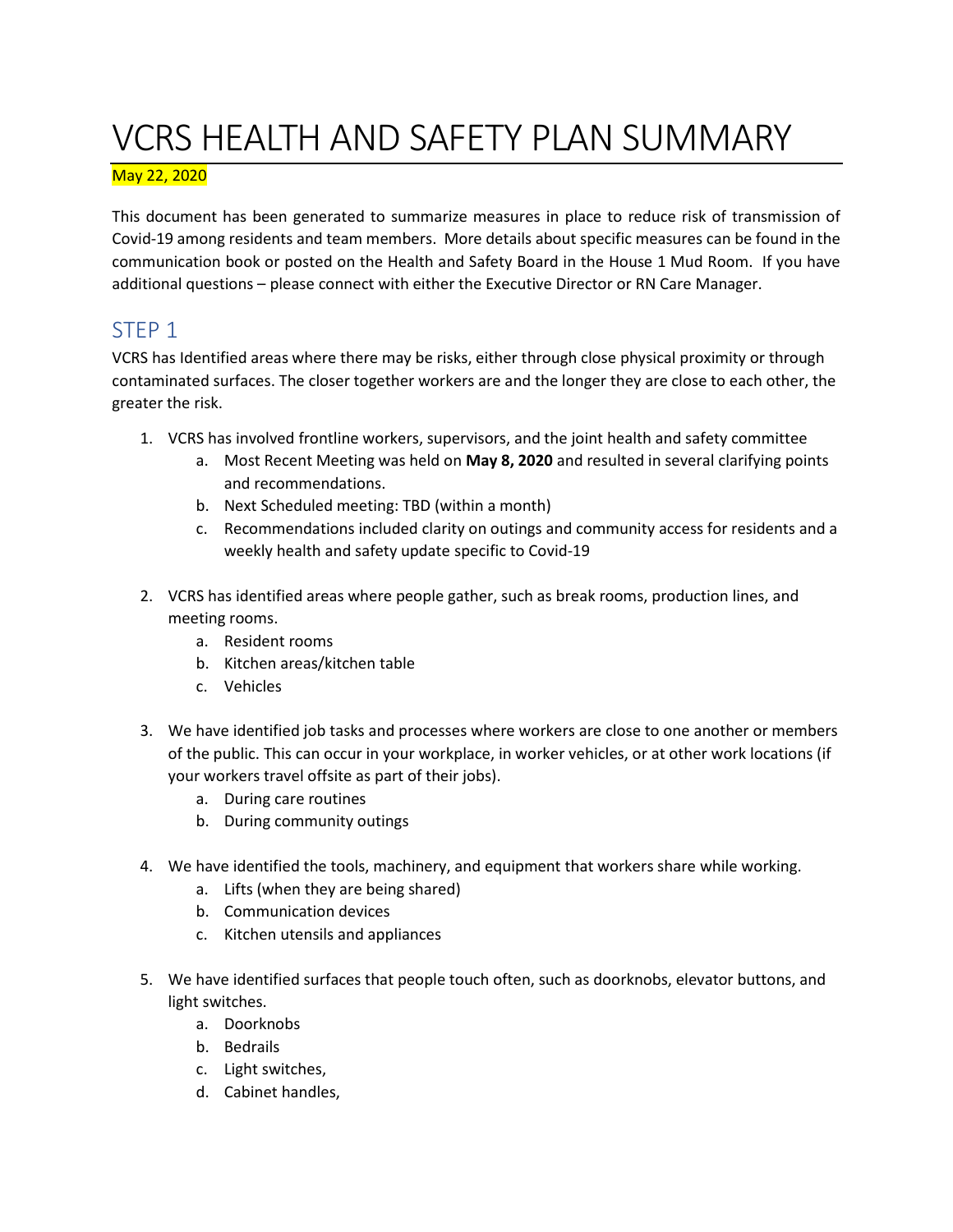# VCRS HEALTH AND SAFETY PLAN SUMMARY

May 22, 2020

This document has been generated to summarize measures in place to reduce risk of transmission of Covid-19 among residents and team members. More details about specific measures can be found in the communication book or posted on the Health and Safety Board in the House 1 Mud Room. If you have additional questions – please connect with either the Executive Director or RN Care Manager.

## STEP 1

VCRS has Identified areas where there may be risks, either through close physical proximity or through contaminated surfaces. The closer together workers are and the longer they are close to each other, the greater the risk.

1. VCRS has involved frontline workers, supervisors, and the joint health and safety committee
   a. Most Recent Meeting was held on **May 8, 2020** and resulted in several clarifying points and recommendations.
   b. Next Scheduled meeting: TBD (within a month)
   c. Recommendations included clarity on outings and community access for residents and a weekly health and safety update specific to Covid-19

2. VCRS has identified areas where people gather, such as break rooms, production lines, and meeting rooms.
   a. Resident rooms
   b. Kitchen areas/kitchen table
   c. Vehicles

3. We have identified job tasks and processes where workers are close to one another or members of the public. This can occur in your workplace, in worker vehicles, or at other work locations (if your workers travel offsite as part of their jobs).
   a. During care routines
   b. During community outings

4. We have identified the tools, machinery, and equipment that workers share while working.
   a. Lifts (when they are being shared)
   b. Communication devices
   c. Kitchen utensils and appliances

5. We have identified surfaces that people touch often, such as doorknobs, elevator buttons, and light switches.
   a. Doorknobs
   b. Bedrails
   c. Light switches,
   d. Cabinet handles,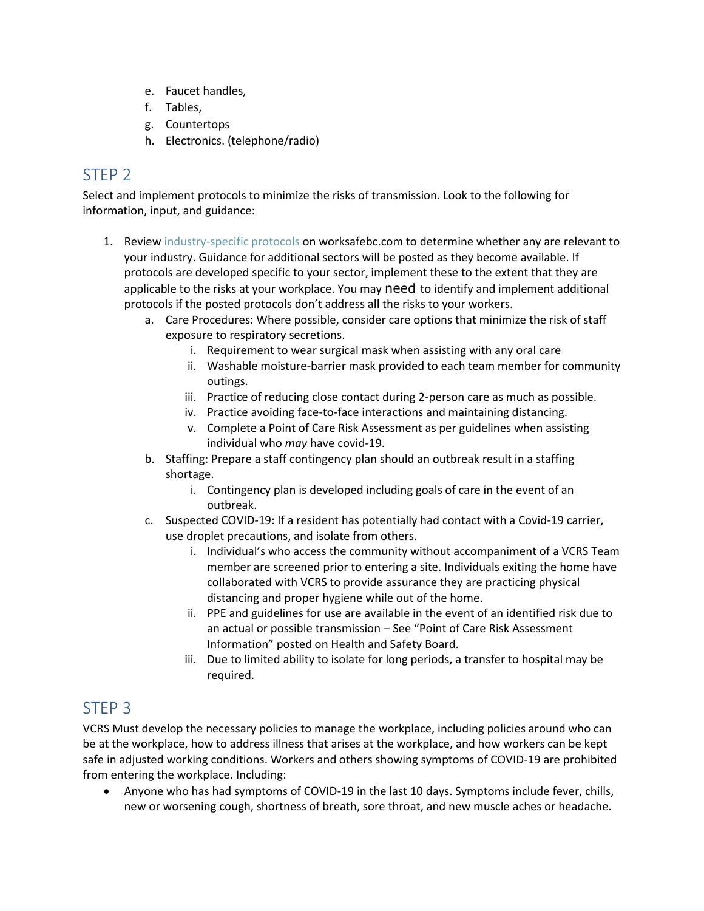e. Faucet handles,
f. Tables,
g. Countertops
h. Electronics. (telephone/radio)

## STEP 2

Select and implement protocols to minimize the risks of transmission. Look to the following for information, input, and guidance:

1. Review industry-specific protocols on worksafebc.com to determine whether any are relevant to your industry. Guidance for additional sectors will be posted as they become available. If protocols are developed specific to your sector, implement these to the extent that they are applicable to the risks at your workplace. You may need to identify and implement additional protocols if the posted protocols don't address all the risks to your workers.
   a. Care Procedures: Where possible, consider care options that minimize the risk of staff exposure to respiratory secretions.
      i. Requirement to wear surgical mask when assisting with any oral care
      ii. Washable moisture-barrier mask provided to each team member for community outings.
      iii. Practice of reducing close contact during 2-person care as much as possible.
      iv. Practice avoiding face-to-face interactions and maintaining distancing.
      v. Complete a Point of Care Risk Assessment as per guidelines when assisting individual who *may* have covid-19.
   b. Staffing: Prepare a staff contingency plan should an outbreak result in a staffing shortage.
      i. Contingency plan is developed including goals of care in the event of an outbreak.
   c. Suspected COVID-19: If a resident has potentially had contact with a Covid-19 carrier, use droplet precautions, and isolate from others.
      i. Individual's who access the community without accompaniment of a VCRS Team member are screened prior to entering a site. Individuals exiting the home have collaborated with VCRS to provide assurance they are practicing physical distancing and proper hygiene while out of the home.
      ii. PPE and guidelines for use are available in the event of an identified risk due to an actual or possible transmission – See "Point of Care Risk Assessment Information" posted on Health and Safety Board.
      iii. Due to limited ability to isolate for long periods, a transfer to hospital may be required.

## STEP 3

VCRS Must develop the necessary policies to manage the workplace, including policies around who can be at the workplace, how to address illness that arises at the workplace, and how workers can be kept safe in adjusted working conditions. Workers and others showing symptoms of COVID-19 are prohibited from entering the workplace. Including:

- Anyone who has had symptoms of COVID-19 in the last 10 days. Symptoms include fever, chills, new or worsening cough, shortness of breath, sore throat, and new muscle aches or headache.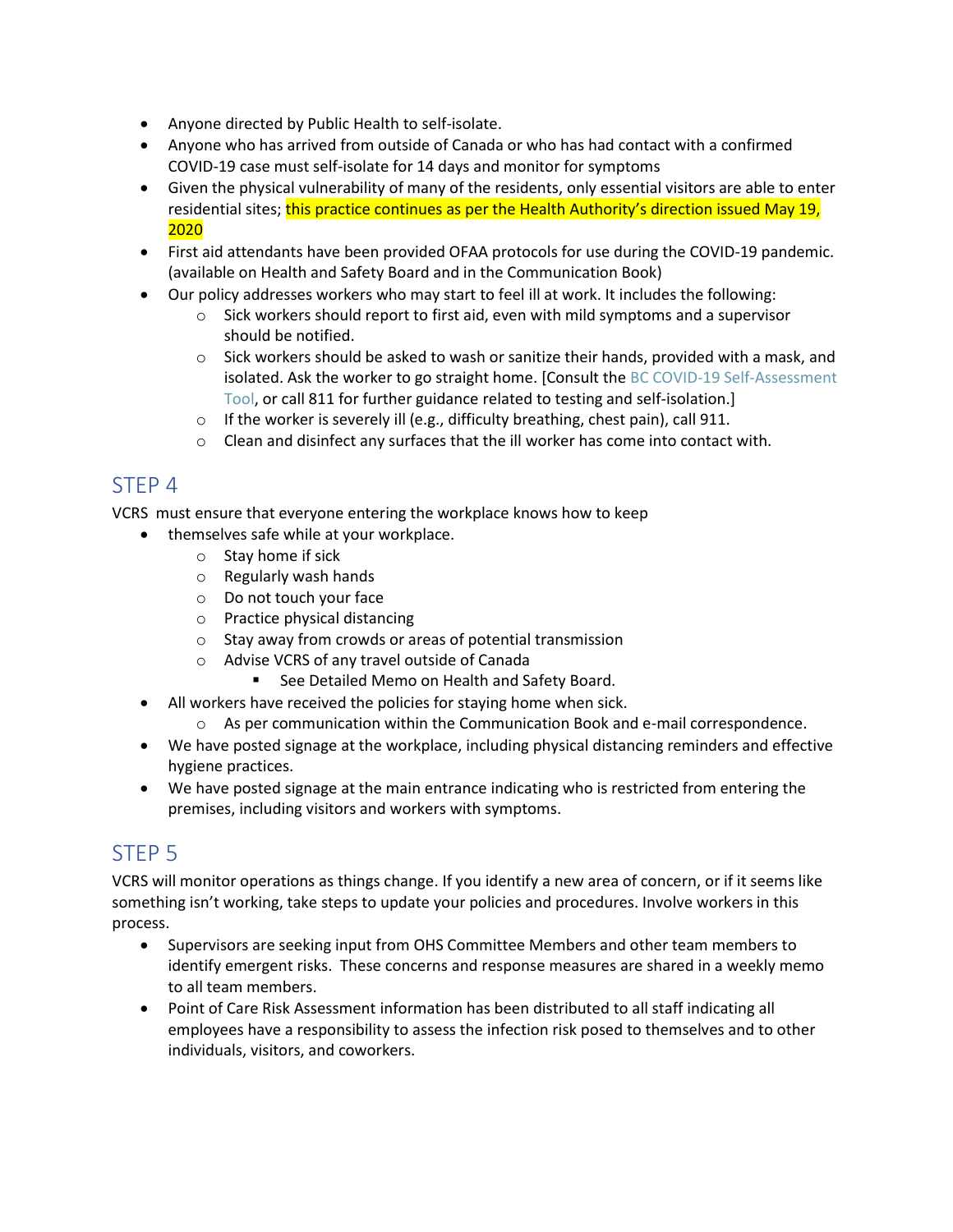- Anyone directed by Public Health to self-isolate.
- Anyone who has arrived from outside of Canada or who has had contact with a confirmed COVID-19 case must self-isolate for 14 days and monitor for symptoms
- Given the physical vulnerability of many of the residents, only essential visitors are able to enter residential sites; this practice continues as per the Health Authority's direction issued May 19, 2020
- First aid attendants have been provided OFAA protocols for use during the COVID-19 pandemic. (available on Health and Safety Board and in the Communication Book)
- Our policy addresses workers who may start to feel ill at work. It includes the following:
  - Sick workers should report to first aid, even with mild symptoms and a supervisor should be notified.
  - Sick workers should be asked to wash or sanitize their hands, provided with a mask, and isolated. Ask the worker to go straight home. [Consult the BC COVID-19 Self-Assessment Tool, or call 811 for further guidance related to testing and self-isolation.]
  - If the worker is severely ill (e.g., difficulty breathing, chest pain), call 911.
  - Clean and disinfect any surfaces that the ill worker has come into contact with.

## STEP 4

VCRS must ensure that everyone entering the workplace knows how to keep

- themselves safe while at your workplace.
  - Stay home if sick
  - Regularly wash hands
  - Do not touch your face
  - Practice physical distancing
  - Stay away from crowds or areas of potential transmission
  - Advise VCRS of any travel outside of Canada
    - See Detailed Memo on Health and Safety Board.
- All workers have received the policies for staying home when sick.
  - As per communication within the Communication Book and e-mail correspondence.
- We have posted signage at the workplace, including physical distancing reminders and effective hygiene practices.
- We have posted signage at the main entrance indicating who is restricted from entering the premises, including visitors and workers with symptoms.

## STEP 5

VCRS will monitor operations as things change. If you identify a new area of concern, or if it seems like something isn't working, take steps to update your policies and procedures. Involve workers in this process.

- Supervisors are seeking input from OHS Committee Members and other team members to identify emergent risks. These concerns and response measures are shared in a weekly memo to all team members.
- Point of Care Risk Assessment information has been distributed to all staff indicating all employees have a responsibility to assess the infection risk posed to themselves and to other individuals, visitors, and coworkers.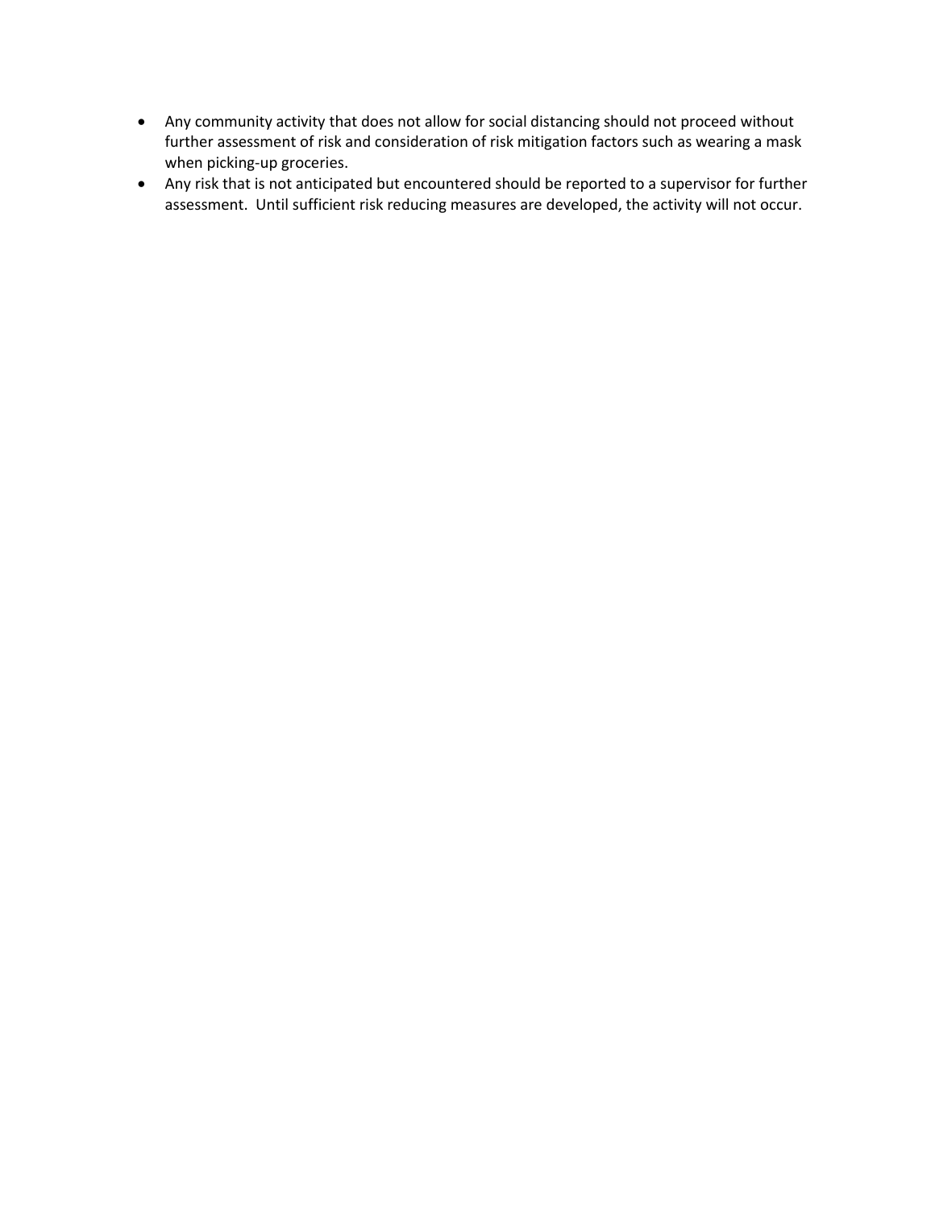- Any community activity that does not allow for social distancing should not proceed without further assessment of risk and consideration of risk mitigation factors such as wearing a mask when picking-up groceries.
- Any risk that is not anticipated but encountered should be reported to a supervisor for further assessment. Until sufficient risk reducing measures are developed, the activity will not occur.